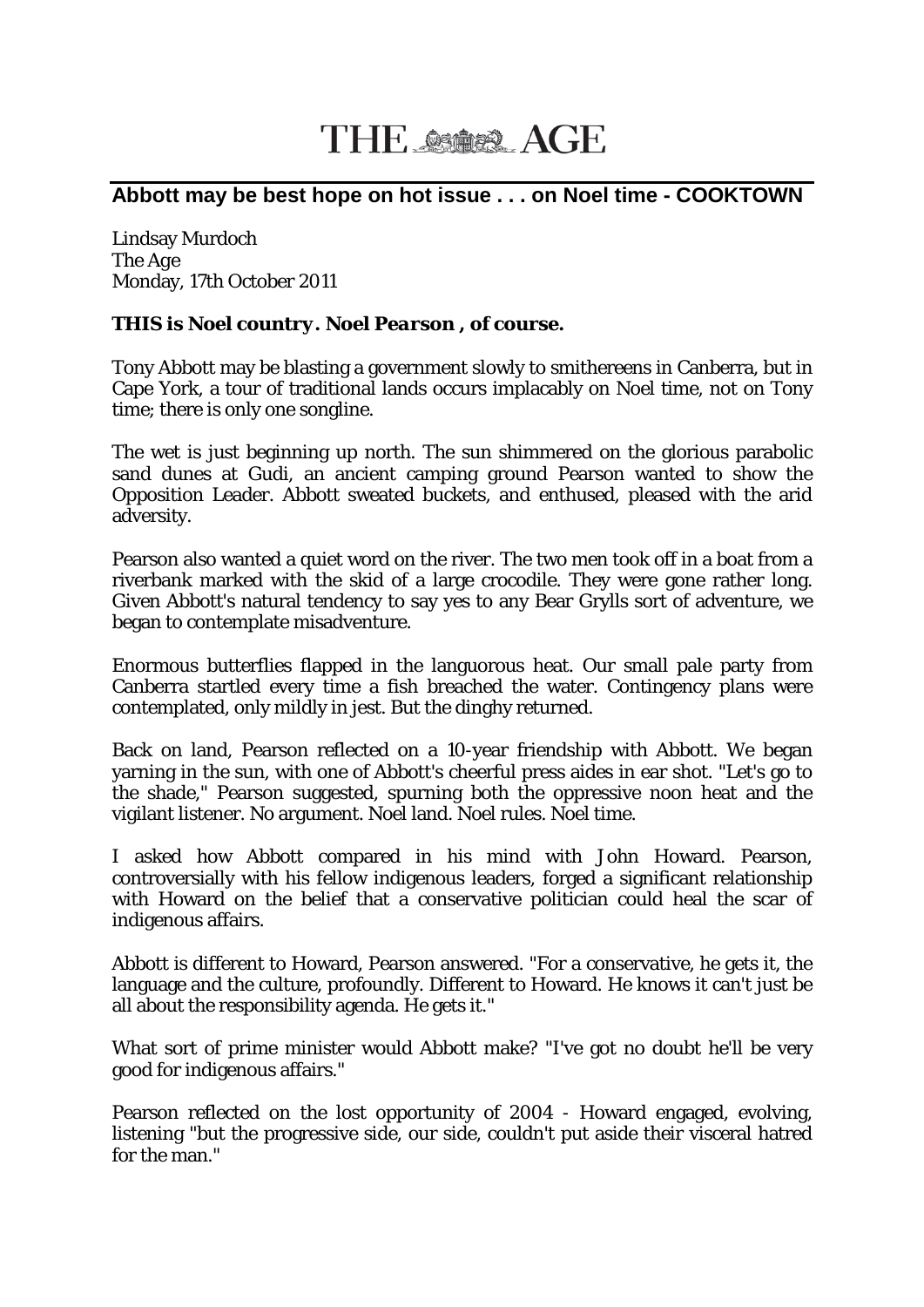# THE AGE

## Abbott may be best hope on hot issue . . . on Noel time - COOKTOWN

Lindsay Murdoch
The Age
Monday, 17th October 2011

***THIS is Noel country. Noel Pearson , of course.***

Tony Abbott may be blasting a government slowly to smithereens in Canberra, but in Cape York, a tour of traditional lands occurs implacably on Noel time, not on Tony time; there is only one songline.

The wet is just beginning up north. The sun shimmered on the glorious parabolic sand dunes at Gudi, an ancient camping ground Pearson wanted to show the Opposition Leader. Abbott sweated buckets, and enthused, pleased with the arid adversity.

Pearson also wanted a quiet word on the river. The two men took off in a boat from a riverbank marked with the skid of a large crocodile. They were gone rather long. Given Abbott's natural tendency to say yes to any Bear Grylls sort of adventure, we began to contemplate misadventure.

Enormous butterflies flapped in the languorous heat. Our small pale party from Canberra startled every time a fish breached the water. Contingency plans were contemplated, only mildly in jest. But the dinghy returned.

Back on land, Pearson reflected on a 10-year friendship with Abbott. We began yarning in the sun, with one of Abbott's cheerful press aides in ear shot. "Let's go to the shade," Pearson suggested, spurning both the oppressive noon heat and the vigilant listener. No argument. Noel land. Noel rules. Noel time.

I asked how Abbott compared in his mind with John Howard. Pearson, controversially with his fellow indigenous leaders, forged a significant relationship with Howard on the belief that a conservative politician could heal the scar of indigenous affairs.

Abbott is different to Howard, Pearson answered. "For a conservative, he gets it, the language and the culture, profoundly. Different to Howard. He knows it can't just be all about the responsibility agenda. He gets it."

What sort of prime minister would Abbott make? "I've got no doubt he'll be very good for indigenous affairs."

Pearson reflected on the lost opportunity of 2004 - Howard engaged, evolving, listening "but the progressive side, our side, couldn't put aside their visceral hatred for the man."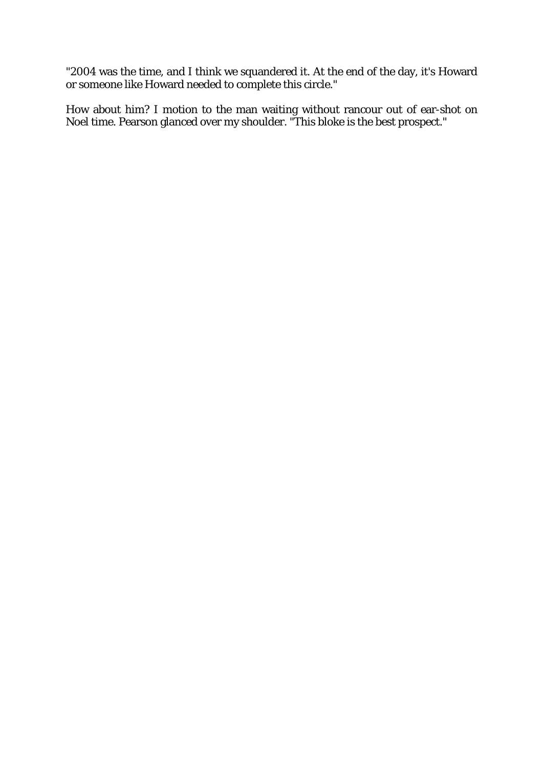"2004 was the time, and I think we squandered it. At the end of the day, it's Howard or someone like Howard needed to complete this circle."

How about him? I motion to the man waiting without rancour out of ear-shot on Noel time. Pearson glanced over my shoulder. "This bloke is the best prospect."